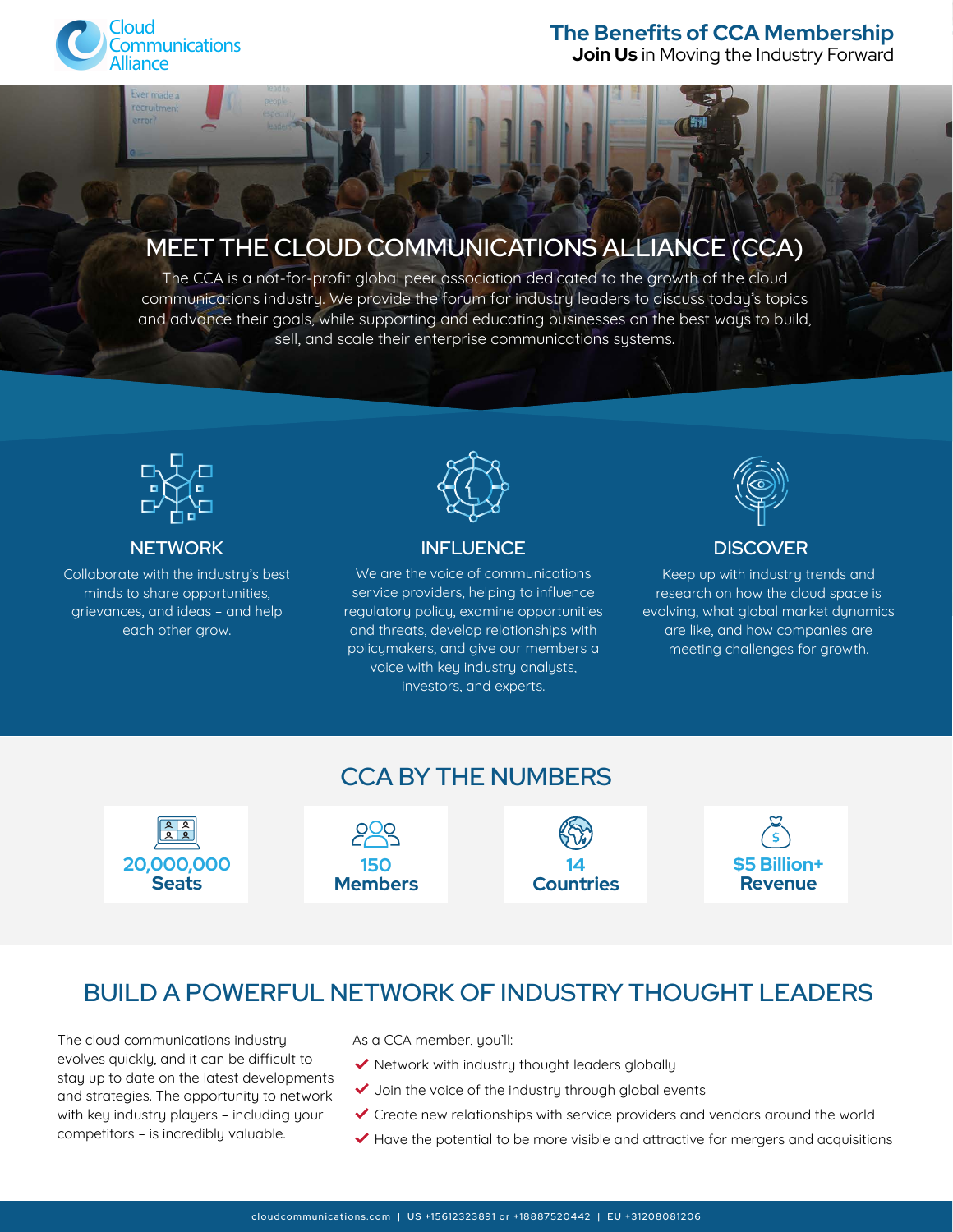Cloud Communications Alliance

# The Benefits of CCA Membership

**Join Us** in Moving the Industry Forward

## MEET THE CLOUD COMMUNICATIONS ALLIANCE (CCA)

The CCA is a not-for-profit global peer association dedicated to the growth of the cloud communications industry. We provide the forum for industry leaders to discuss today's topics and advance their goals, while supporting and educating businesses on the best ways to build, sell, and scale their enterprise communications systems.

### NETWORK

Collaborate with the industry's best minds to share opportunities, grievances, and ideas – and help each other grow.

### INFLUENCE

We are the voice of communications service providers, helping to influence regulatory policy, examine opportunities and threats, develop relationships with policymakers, and give our members a voice with key industry analysts, investors, and experts.

### DISCOVER

Keep up with industry trends and research on how the cloud space is evolving, what global market dynamics are like, and how companies are meeting challenges for growth.

## CCA BY THE NUMBERS

- **20,000,000 Seats**
- **150 Members**
- **14 Countries**
- **$5 Billion+ Revenue**

## BUILD A POWERFUL NETWORK OF INDUSTRY THOUGHT LEADERS

The cloud communications industry evolves quickly, and it can be difficult to stay up to date on the latest developments and strategies. The opportunity to network with key industry players – including your competitors – is incredibly valuable.

As a CCA member, you'll:

- Network with industry thought leaders globally
- Join the voice of the industry through global events
- Create new relationships with service providers and vendors around the world
- Have the potential to be more visible and attractive for mergers and acquisitions

cloudcommunications.com | US +15612323891 or +18887520442 | EU +31208081206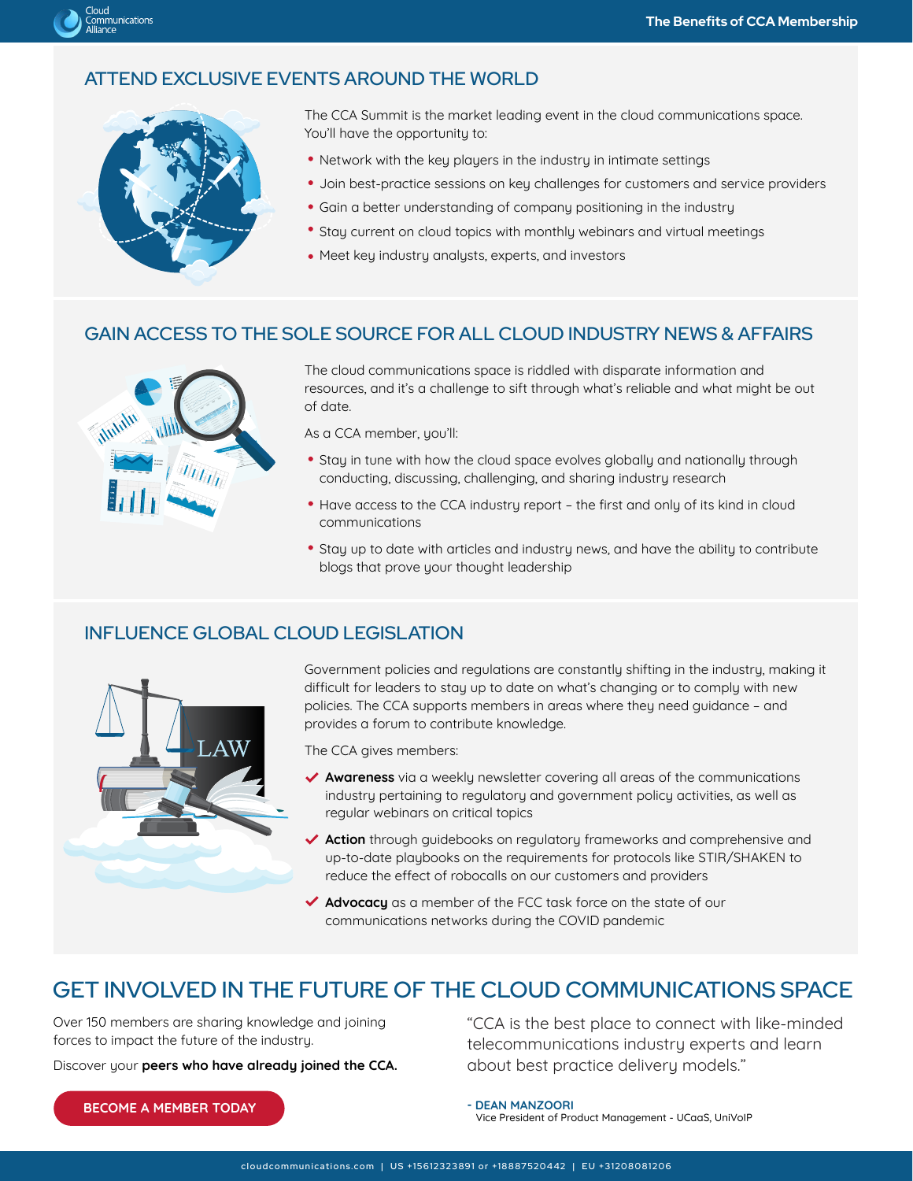## ATTEND EXCLUSIVE EVENTS AROUND THE WORLD

The CCA Summit is the market leading event in the cloud communications space. You'll have the opportunity to:

- Network with the key players in the industry in intimate settings
- Join best-practice sessions on key challenges for customers and service providers
- Gain a better understanding of company positioning in the industry
- Stay current on cloud topics with monthly webinars and virtual meetings
- Meet key industry analysts, experts, and investors

## GAIN ACCESS TO THE SOLE SOURCE FOR ALL CLOUD INDUSTRY NEWS & AFFAIRS

The cloud communications space is riddled with disparate information and resources, and it's a challenge to sift through what's reliable and what might be out of date.

As a CCA member, you'll:

- Stay in tune with how the cloud space evolves globally and nationally through conducting, discussing, challenging, and sharing industry research
- Have access to the CCA industry report – the first and only of its kind in cloud communications
- Stay up to date with articles and industry news, and have the ability to contribute blogs that prove your thought leadership

## INFLUENCE GLOBAL CLOUD LEGISLATION

Government policies and regulations are constantly shifting in the industry, making it difficult for leaders to stay up to date on what's changing or to comply with new policies. The CCA supports members in areas where they need guidance – and provides a forum to contribute knowledge.

The CCA gives members:

- ✔ **Awareness** via a weekly newsletter covering all areas of the communications industry pertaining to regulatory and government policy activities, as well as regular webinars on critical topics
- ✔ **Action** through guidebooks on regulatory frameworks and comprehensive and up-to-date playbooks on the requirements for protocols like STIR/SHAKEN to reduce the effect of robocalls on our customers and providers
- ✔ **Advocacy** as a member of the FCC task force on the state of our communications networks during the COVID pandemic

## GET INVOLVED IN THE FUTURE OF THE CLOUD COMMUNICATIONS SPACE

Over 150 members are sharing knowledge and joining forces to impact the future of the industry.

Discover your **peers who have already joined the CCA.**

**BECOME A MEMBER TODAY**

"CCA is the best place to connect with like-minded telecommunications industry experts and learn about best practice delivery models."

**- DEAN MANZOORI**
Vice President of Product Management - UCaaS, UniVoIP

cloudcommunications.com | US +15612323891 or +18887520442 | EU +31208081206